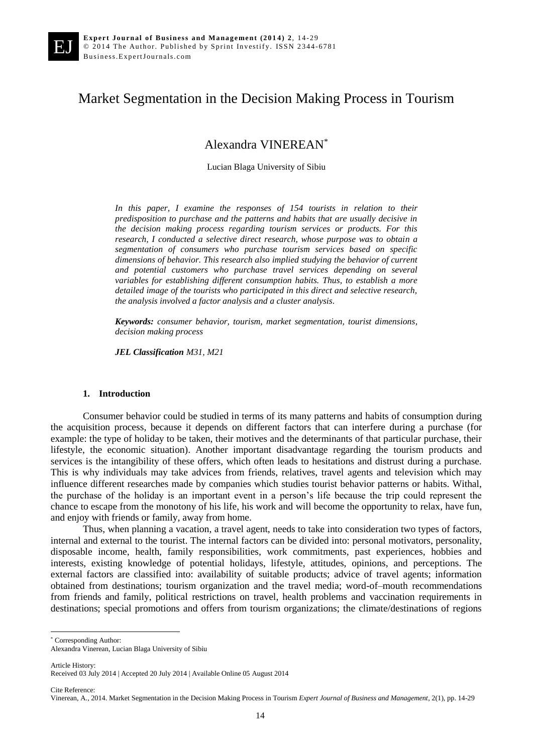# Market Segmentation in the Decision Making Process in Tourism

Alexandra VINEREAN*

Lucian Blaga University of Sibiu

*In this paper, I examine the responses of 154 tourists in relation to their predisposition to purchase and the patterns and habits that are usually decisive in the decision making process regarding tourism services or products. For this research, I conducted a selective direct research, whose purpose was to obtain a segmentation of consumers who purchase tourism services based on specific dimensions of behavior. This research also implied studying the behavior of current and potential customers who purchase travel services depending on several variables for establishing different consumption habits. Thus, to establish a more detailed image of the tourists who participated in this direct and selective research, the analysis involved a factor analysis and a cluster analysis.*

***Keywords:*** *consumer behavior, tourism, market segmentation, tourist dimensions, decision making process*

***JEL Classification*** *M31, M21*

## 1. Introduction

Consumer behavior could be studied in terms of its many patterns and habits of consumption during the acquisition process, because it depends on different factors that can interfere during a purchase (for example: the type of holiday to be taken, their motives and the determinants of that particular purchase, their lifestyle, the economic situation). Another important disadvantage regarding the tourism products and services is the intangibility of these offers, which often leads to hesitations and distrust during a purchase. This is why individuals may take advices from friends, relatives, travel agents and television which may influence different researches made by companies which studies tourist behavior patterns or habits. Withal, the purchase of the holiday is an important event in a person's life because the trip could represent the chance to escape from the monotony of his life, his work and will become the opportunity to relax, have fun, and enjoy with friends or family, away from home.

Thus, when planning a vacation, a travel agent, needs to take into consideration two types of factors, internal and external to the tourist. The internal factors can be divided into: personal motivators, personality, disposable income, health, family responsibilities, work commitments, past experiences, hobbies and interests, existing knowledge of potential holidays, lifestyle, attitudes, opinions, and perceptions. The external factors are classified into: availability of suitable products; advice of travel agents; information obtained from destinations; tourism organization and the travel media; word-of–mouth recommendations from friends and family, political restrictions on travel, health problems and vaccination requirements in destinations; special promotions and offers from tourism organizations; the climate/destinations of regions

---

* Corresponding Author:
Alexandra Vinerean, Lucian Blaga University of Sibiu

Article History:
Received 03 July 2014 | Accepted 20 July 2014 | Available Online 05 August 2014

Cite Reference:
Vinerean, A., 2014. Market Segmentation in the Decision Making Process in Tourism *Expert Journal of Business and Management*, 2(1), pp. 14-29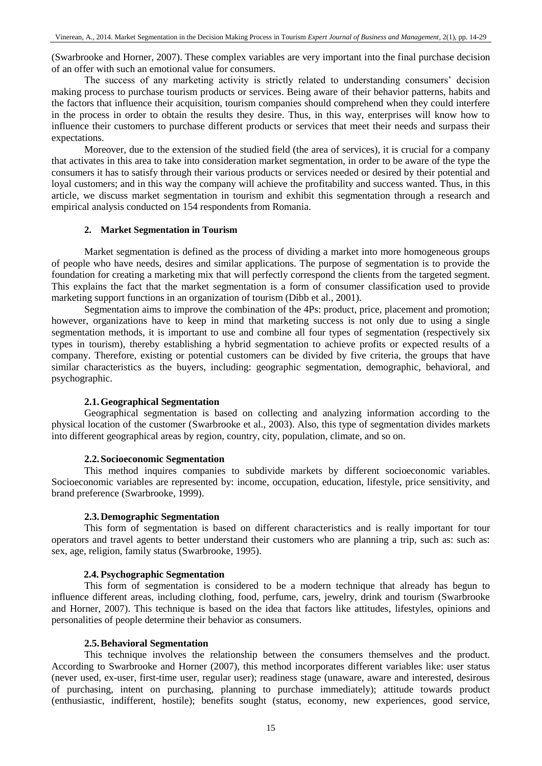(Swarbrooke and Horner, 2007). These complex variables are very important into the final purchase decision of an offer with such an emotional value for consumers.

The success of any marketing activity is strictly related to understanding consumers' decision making process to purchase tourism products or services. Being aware of their behavior patterns, habits and the factors that influence their acquisition, tourism companies should comprehend when they could interfere in the process in order to obtain the results they desire. Thus, in this way, enterprises will know how to influence their customers to purchase different products or services that meet their needs and surpass their expectations.

Moreover, due to the extension of the studied field (the area of services), it is crucial for a company that activates in this area to take into consideration market segmentation, in order to be aware of the type the consumers it has to satisfy through their various products or services needed or desired by their potential and loyal customers; and in this way the company will achieve the profitability and success wanted. Thus, in this article, we discuss market segmentation in tourism and exhibit this segmentation through a research and empirical analysis conducted on 154 respondents from Romania.

## 2. Market Segmentation in Tourism

Market segmentation is defined as the process of dividing a market into more homogeneous groups of people who have needs, desires and similar applications. The purpose of segmentation is to provide the foundation for creating a marketing mix that will perfectly correspond the clients from the targeted segment. This explains the fact that the market segmentation is a form of consumer classification used to provide marketing support functions in an organization of tourism (Dibb et al., 2001).

Segmentation aims to improve the combination of the 4Ps: product, price, placement and promotion; however, organizations have to keep in mind that marketing success is not only due to using a single segmentation methods, it is important to use and combine all four types of segmentation (respectively six types in tourism), thereby establishing a hybrid segmentation to achieve profits or expected results of a company. Therefore, existing or potential customers can be divided by five criteria, the groups that have similar characteristics as the buyers, including: geographic segmentation, demographic, behavioral, and psychographic.

### 2.1. Geographical Segmentation

Geographical segmentation is based on collecting and analyzing information according to the physical location of the customer (Swarbrooke et al., 2003). Also, this type of segmentation divides markets into different geographical areas by region, country, city, population, climate, and so on.

### 2.2. Socioeconomic Segmentation

This method inquires companies to subdivide markets by different socioeconomic variables. Socioeconomic variables are represented by: income, occupation, education, lifestyle, price sensitivity, and brand preference (Swarbrooke, 1999).

### 2.3. Demographic Segmentation

This form of segmentation is based on different characteristics and is really important for tour operators and travel agents to better understand their customers who are planning a trip, such as: such as: sex, age, religion, family status (Swarbrooke, 1995).

### 2.4. Psychographic Segmentation

This form of segmentation is considered to be a modern technique that already has begun to influence different areas, including clothing, food, perfume, cars, jewelry, drink and tourism (Swarbrooke and Horner, 2007). This technique is based on the idea that factors like attitudes, lifestyles, opinions and personalities of people determine their behavior as consumers.

### 2.5. Behavioral Segmentation

This technique involves the relationship between the consumers themselves and the product. According to Swarbrooke and Horner (2007), this method incorporates different variables like: user status (never used, ex-user, first-time user, regular user); readiness stage (unaware, aware and interested, desirous of purchasing, intent on purchasing, planning to purchase immediately); attitude towards product (enthusiastic, indifferent, hostile); benefits sought (status, economy, new experiences, good service,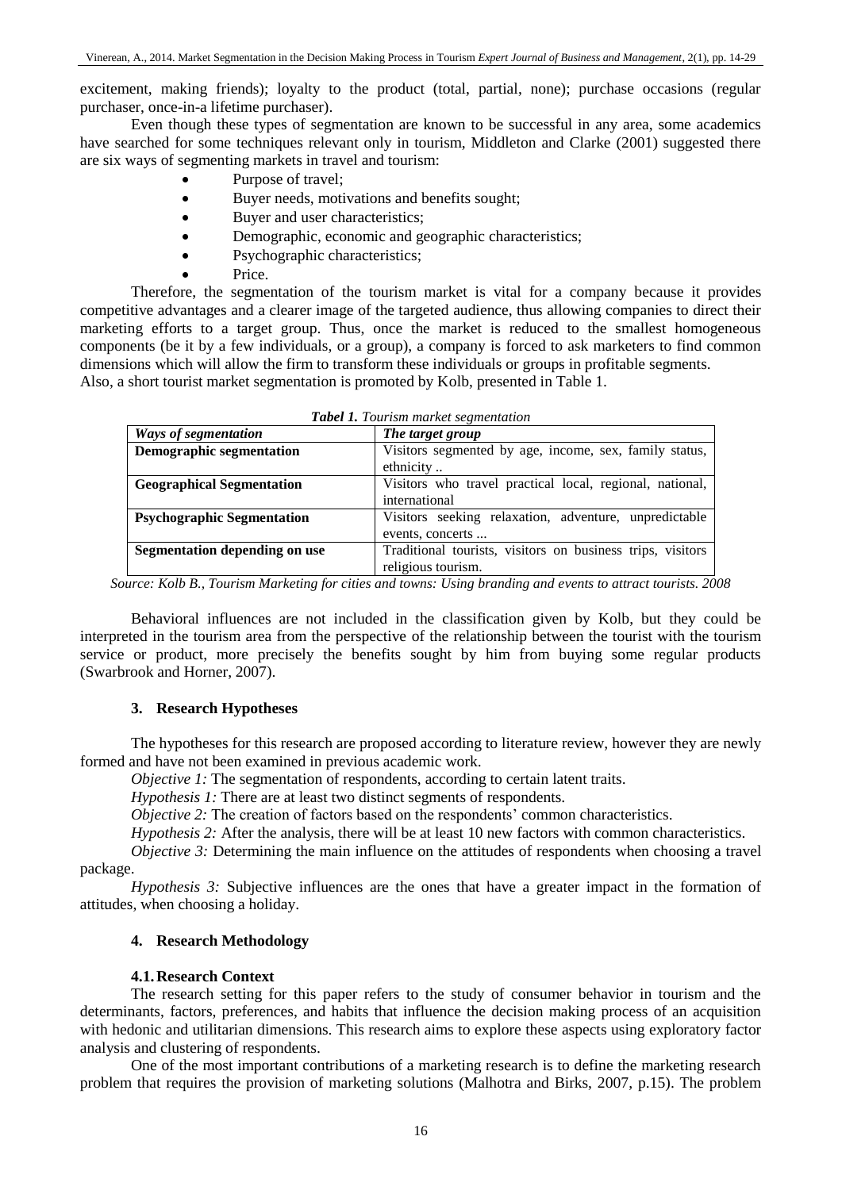excitement, making friends); loyalty to the product (total, partial, none); purchase occasions (regular purchaser, once-in-a lifetime purchaser).

Even though these types of segmentation are known to be successful in any area, some academics have searched for some techniques relevant only in tourism, Middleton and Clarke (2001) suggested there are six ways of segmenting markets in travel and tourism:

- Purpose of travel;
- Buyer needs, motivations and benefits sought;
- Buyer and user characteristics;
- Demographic, economic and geographic characteristics;
- Psychographic characteristics;
- Price.

Therefore, the segmentation of the tourism market is vital for a company because it provides competitive advantages and a clearer image of the targeted audience, thus allowing companies to direct their marketing efforts to a target group. Thus, once the market is reduced to the smallest homogeneous components (be it by a few individuals, or a group), a company is forced to ask marketers to find common dimensions which will allow the firm to transform these individuals or groups in profitable segments.
Also, a short tourist market segmentation is promoted by Kolb, presented in Table 1.

***Tabel 1.*** *Tourism market segmentation*

| *Ways of segmentation* | *The target group* |
|---|---|
| **Demographic segmentation** | Visitors segmented by age, income, sex, family status, ethnicity .. |
| **Geographical Segmentation** | Visitors who travel practical local, regional, national, international |
| **Psychographic Segmentation** | Visitors seeking relaxation, adventure, unpredictable events, concerts ... |
| **Segmentation depending on use** | Traditional tourists, visitors on business trips, visitors religious tourism. |

*Source: Kolb B., Tourism Marketing for cities and towns: Using branding and events to attract tourists. 2008*

Behavioral influences are not included in the classification given by Kolb, but they could be interpreted in the tourism area from the perspective of the relationship between the tourist with the tourism service or product, more precisely the benefits sought by him from buying some regular products (Swarbrook and Horner, 2007).

## 3. Research Hypotheses

The hypotheses for this research are proposed according to literature review, however they are newly formed and have not been examined in previous academic work.

*Objective 1:* The segmentation of respondents, according to certain latent traits.

*Hypothesis 1:* There are at least two distinct segments of respondents.

*Objective 2:* The creation of factors based on the respondents' common characteristics.

*Hypothesis 2:* After the analysis, there will be at least 10 new factors with common characteristics.

*Objective 3:* Determining the main influence on the attitudes of respondents when choosing a travel package.

*Hypothesis 3:* Subjective influences are the ones that have a greater impact in the formation of attitudes, when choosing a holiday.

## 4. Research Methodology

### 4.1. Research Context

The research setting for this paper refers to the study of consumer behavior in tourism and the determinants, factors, preferences, and habits that influence the decision making process of an acquisition with hedonic and utilitarian dimensions. This research aims to explore these aspects using exploratory factor analysis and clustering of respondents.

One of the most important contributions of a marketing research is to define the marketing research problem that requires the provision of marketing solutions (Malhotra and Birks, 2007, p.15). The problem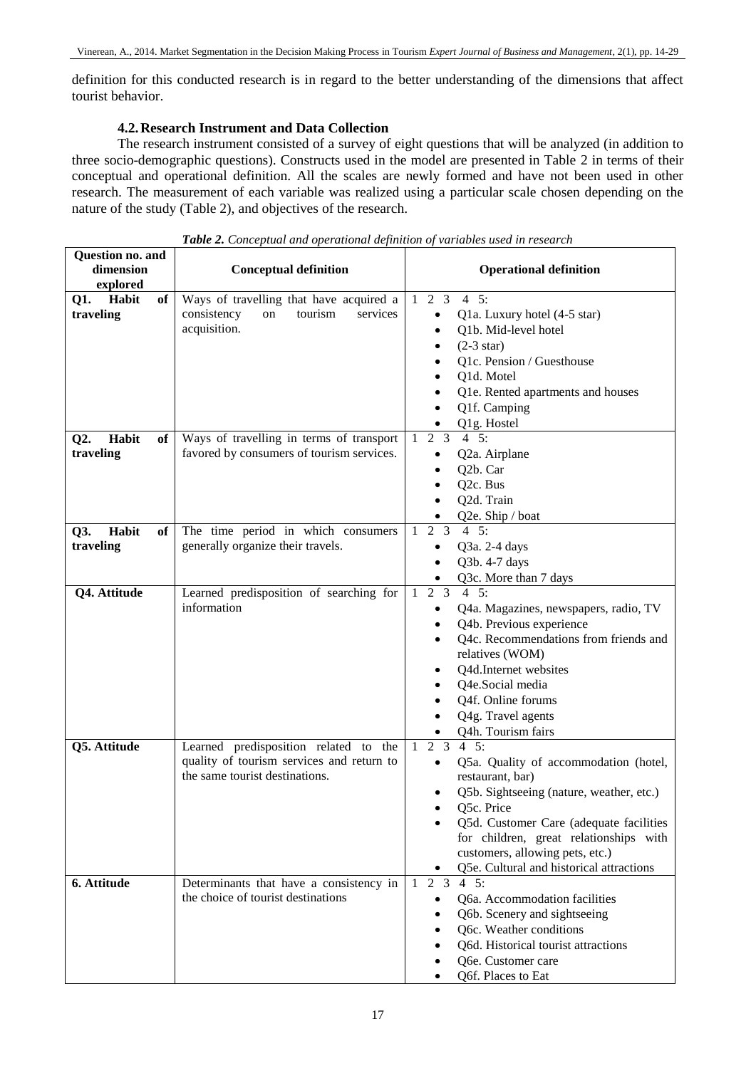definition for this conducted research is in regard to the better understanding of the dimensions that affect tourist behavior.

### 4.2. Research Instrument and Data Collection

The research instrument consisted of a survey of eight questions that will be analyzed (in addition to three socio-demographic questions). Constructs used in the model are presented in Table 2 in terms of their conceptual and operational definition. All the scales are newly formed and have not been used in other research. The measurement of each variable was realized using a particular scale chosen depending on the nature of the study (Table 2), and objectives of the research.

*Table 2. Conceptual and operational definition of variables used in research*

| Question no. and dimension explored | Conceptual definition | Operational definition |
|---|---|---|
| **Q1. Habit of traveling** | Ways of travelling that have acquired a consistency on tourism services acquisition. | 1 2 3 4 5:<br>• Q1a. Luxury hotel (4-5 star)<br>• Q1b. Mid-level hotel<br>• (2-3 star)<br>• Q1c. Pension / Guesthouse<br>• Q1d. Motel<br>• Q1e. Rented apartments and houses<br>• Q1f. Camping<br>• Q1g. Hostel |
| **Q2. Habit of traveling** | Ways of travelling in terms of transport favored by consumers of tourism services. | 1 2 3 4 5:<br>• Q2a. Airplane<br>• Q2b. Car<br>• Q2c. Bus<br>• Q2d. Train<br>• Q2e. Ship / boat |
| **Q3. Habit of traveling** | The time period in which consumers generally organize their travels. | 1 2 3 4 5:<br>• Q3a. 2-4 days<br>• Q3b. 4-7 days<br>• Q3c. More than 7 days |
| **Q4. Attitude** | Learned predisposition of searching for information | 1 2 3 4 5:<br>• Q4a. Magazines, newspapers, radio, TV<br>• Q4b. Previous experience<br>• Q4c. Recommendations from friends and relatives (WOM)<br>• Q4d.Internet websites<br>• Q4e.Social media<br>• Q4f. Online forums<br>• Q4g. Travel agents<br>• Q4h. Tourism fairs |
| **Q5. Attitude** | Learned predisposition related to the quality of tourism services and return to the same tourist destinations. | 1 2 3 4 5:<br>• Q5a. Quality of accommodation (hotel, restaurant, bar)<br>• Q5b. Sightseeing (nature, weather, etc.)<br>• Q5c. Price<br>• Q5d. Customer Care (adequate facilities for children, great relationships with customers, allowing pets, etc.)<br>• Q5e. Cultural and historical attractions |
| **6. Attitude** | Determinants that have a consistency in the choice of tourist destinations | 1 2 3 4 5:<br>• Q6a. Accommodation facilities<br>• Q6b. Scenery and sightseeing<br>• Q6c. Weather conditions<br>• Q6d. Historical tourist attractions<br>• Q6e. Customer care<br>• Q6f. Places to Eat |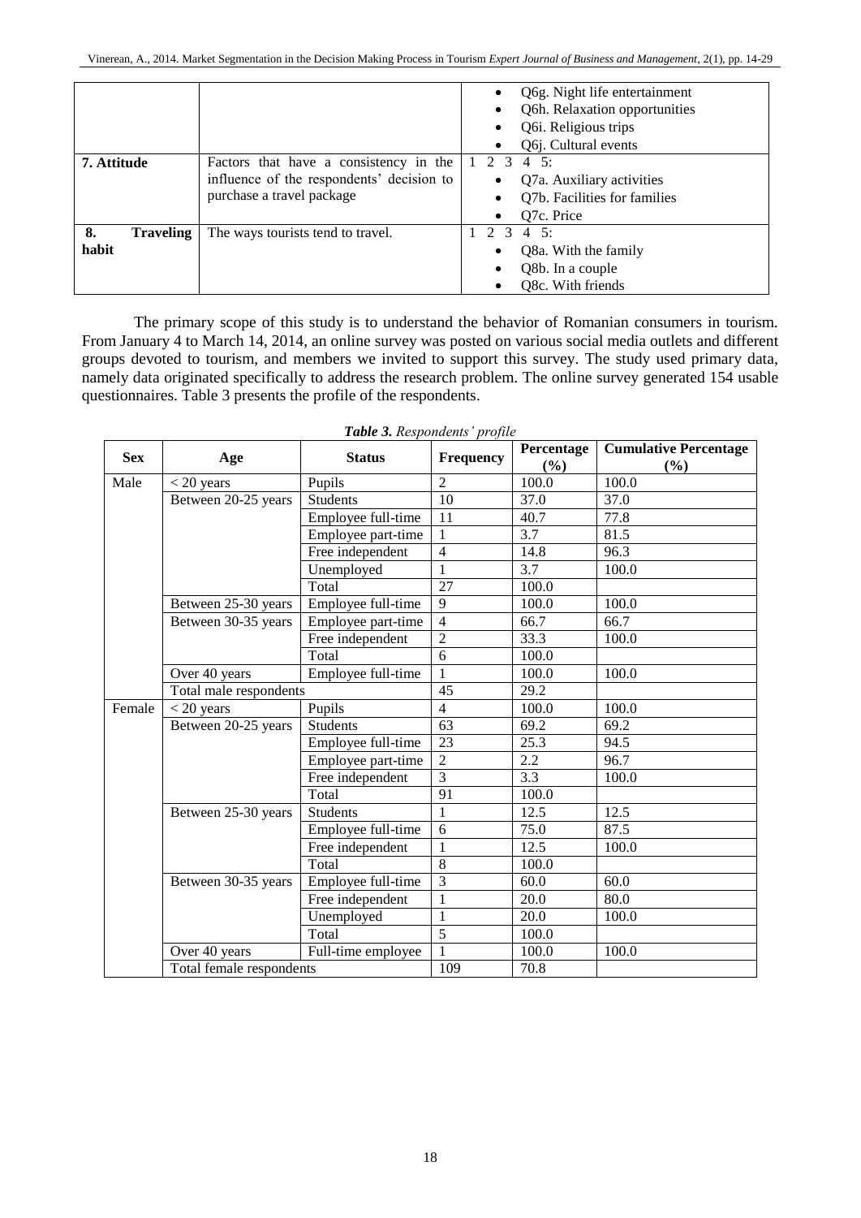|  |  |  |
| --- | --- | --- |
|  |  | • Q6g. Night life entertainment<br>• Q6h. Relaxation opportunities<br>• Q6i. Religious trips<br>• Q6j. Cultural events |
| **7. Attitude** | Factors that have a consistency in the influence of the respondents' decision to purchase a travel package | 1 2 3 4 5:<br>• Q7a. Auxiliary activities<br>• Q7b. Facilities for families<br>• Q7c. Price |
| **8. Traveling habit** | The ways tourists tend to travel. | 1 2 3 4 5:<br>• Q8a. With the family<br>• Q8b. In a couple<br>• Q8c. With friends |

The primary scope of this study is to understand the behavior of Romanian consumers in tourism. From January 4 to March 14, 2014, an online survey was posted on various social media outlets and different groups devoted to tourism, and members we invited to support this survey. The study used primary data, namely data originated specifically to address the research problem. The online survey generated 154 usable questionnaires. Table 3 presents the profile of the respondents.

***Table 3.** Respondents' profile*

| Sex | Age | Status | Frequency | Percentage (%) | Cumulative Percentage (%) |
| --- | --- | --- | --- | --- | --- |
| Male | < 20 years | Pupils | 2 | 100.0 | 100.0 |
|  | Between 20-25 years | Students | 10 | 37.0 | 37.0 |
|  |  | Employee full-time | 11 | 40.7 | 77.8 |
|  |  | Employee part-time | 1 | 3.7 | 81.5 |
|  |  | Free independent | 4 | 14.8 | 96.3 |
|  |  | Unemployed | 1 | 3.7 | 100.0 |
|  |  | Total | 27 | 100.0 |  |
|  | Between 25-30 years | Employee full-time | 9 | 100.0 | 100.0 |
|  | Between 30-35 years | Employee part-time | 4 | 66.7 | 66.7 |
|  |  | Free independent | 2 | 33.3 | 100.0 |
|  |  | Total | 6 | 100.0 |  |
|  | Over 40 years | Employee full-time | 1 | 100.0 | 100.0 |
|  | Total male respondents |  | 45 | 29.2 |  |
| Female | < 20 years | Pupils | 4 | 100.0 | 100.0 |
|  | Between 20-25 years | Students | 63 | 69.2 | 69.2 |
|  |  | Employee full-time | 23 | 25.3 | 94.5 |
|  |  | Employee part-time | 2 | 2.2 | 96.7 |
|  |  | Free independent | 3 | 3.3 | 100.0 |
|  |  | Total | 91 | 100.0 |  |
|  | Between 25-30 years | Students | 1 | 12.5 | 12.5 |
|  |  | Employee full-time | 6 | 75.0 | 87.5 |
|  |  | Free independent | 1 | 12.5 | 100.0 |
|  |  | Total | 8 | 100.0 |  |
|  | Between 30-35 years | Employee full-time | 3 | 60.0 | 60.0 |
|  |  | Free independent | 1 | 20.0 | 80.0 |
|  |  | Unemployed | 1 | 20.0 | 100.0 |
|  |  | Total | 5 | 100.0 |  |
|  | Over 40 years | Full-time employee | 1 | 100.0 | 100.0 |
|  | Total female respondents |  | 109 | 70.8 |  |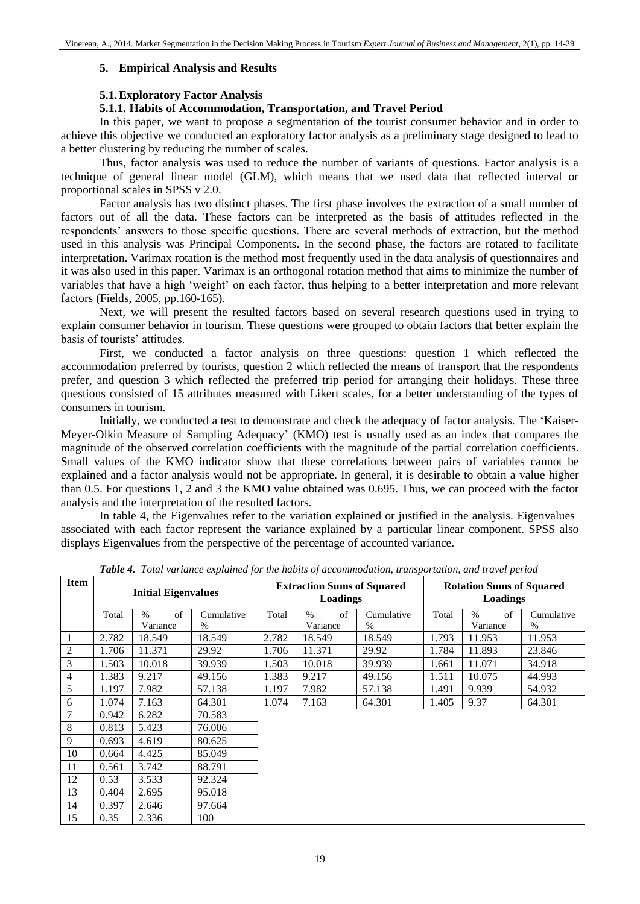## 5. Empirical Analysis and Results

### 5.1. Exploratory Factor Analysis

#### 5.1.1. Habits of Accommodation, Transportation, and Travel Period

In this paper, we want to propose a segmentation of the tourist consumer behavior and in order to achieve this objective we conducted an exploratory factor analysis as a preliminary stage designed to lead to a better clustering by reducing the number of scales.

Thus, factor analysis was used to reduce the number of variants of questions. Factor analysis is a technique of general linear model (GLM), which means that we used data that reflected interval or proportional scales in SPSS v 2.0.

Factor analysis has two distinct phases. The first phase involves the extraction of a small number of factors out of all the data. These factors can be interpreted as the basis of attitudes reflected in the respondents' answers to those specific questions. There are several methods of extraction, but the method used in this analysis was Principal Components. In the second phase, the factors are rotated to facilitate interpretation. Varimax rotation is the method most frequently used in the data analysis of questionnaires and it was also used in this paper. Varimax is an orthogonal rotation method that aims to minimize the number of variables that have a high 'weight' on each factor, thus helping to a better interpretation and more relevant factors (Fields, 2005, pp.160-165).

Next, we will present the resulted factors based on several research questions used in trying to explain consumer behavior in tourism. These questions were grouped to obtain factors that better explain the basis of tourists' attitudes.

First, we conducted a factor analysis on three questions: question 1 which reflected the accommodation preferred by tourists, question 2 which reflected the means of transport that the respondents prefer, and question 3 which reflected the preferred trip period for arranging their holidays. These three questions consisted of 15 attributes measured with Likert scales, for a better understanding of the types of consumers in tourism.

Initially, we conducted a test to demonstrate and check the adequacy of factor analysis. The 'Kaiser-Meyer-Olkin Measure of Sampling Adequacy' (KMO) test is usually used as an index that compares the magnitude of the observed correlation coefficients with the magnitude of the partial correlation coefficients. Small values of the KMO indicator show that these correlations between pairs of variables cannot be explained and a factor analysis would not be appropriate. In general, it is desirable to obtain a value higher than 0.5. For questions 1, 2 and 3 the KMO value obtained was 0.695. Thus, we can proceed with the factor analysis and the interpretation of the resulted factors.

In table 4, the Eigenvalues refer to the variation explained or justified in the analysis. Eigenvalues associated with each factor represent the variance explained by a particular linear component. SPSS also displays Eigenvalues from the perspective of the percentage of accounted variance.

***Table 4.*** *Total variance explained for the habits of accommodation, transportation, and travel period*

| Item | Initial Eigenvalues | | | Extraction Sums of Squared Loadings | | | Rotation Sums of Squared Loadings | | |
|---|---|---|---|---|---|---|---|---|---|
| | Total | % of Variance | Cumulative % | Total | % of Variance | Cumulative % | Total | % of Variance | Cumulative % |
| 1 | 2.782 | 18.549 | 18.549 | 2.782 | 18.549 | 18.549 | 1.793 | 11.953 | 11.953 |
| 2 | 1.706 | 11.371 | 29.92 | 1.706 | 11.371 | 29.92 | 1.784 | 11.893 | 23.846 |
| 3 | 1.503 | 10.018 | 39.939 | 1.503 | 10.018 | 39.939 | 1.661 | 11.071 | 34.918 |
| 4 | 1.383 | 9.217 | 49.156 | 1.383 | 9.217 | 49.156 | 1.511 | 10.075 | 44.993 |
| 5 | 1.197 | 7.982 | 57.138 | 1.197 | 7.982 | 57.138 | 1.491 | 9.939 | 54.932 |
| 6 | 1.074 | 7.163 | 64.301 | 1.074 | 7.163 | 64.301 | 1.405 | 9.37 | 64.301 |
| 7 | 0.942 | 6.282 | 70.583 | | | | | | |
| 8 | 0.813 | 5.423 | 76.006 | | | | | | |
| 9 | 0.693 | 4.619 | 80.625 | | | | | | |
| 10 | 0.664 | 4.425 | 85.049 | | | | | | |
| 11 | 0.561 | 3.742 | 88.791 | | | | | | |
| 12 | 0.53 | 3.533 | 92.324 | | | | | | |
| 13 | 0.404 | 2.695 | 95.018 | | | | | | |
| 14 | 0.397 | 2.646 | 97.664 | | | | | | |
| 15 | 0.35 | 2.336 | 100 | | | | | | |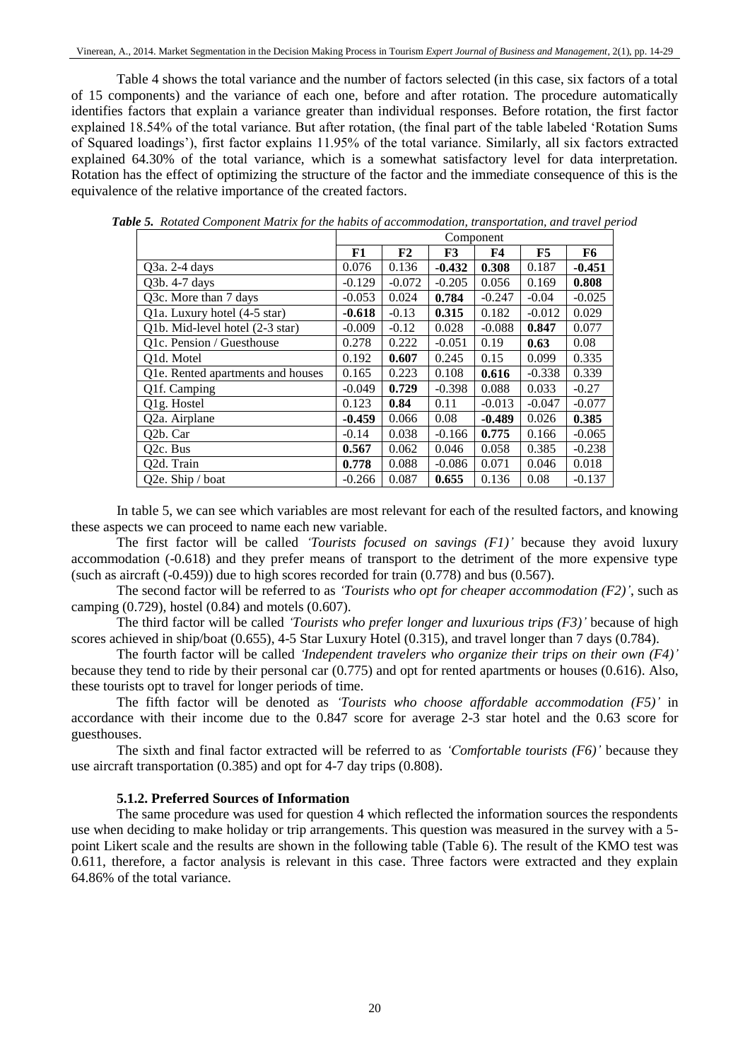Table 4 shows the total variance and the number of factors selected (in this case, six factors of a total of 15 components) and the variance of each one, before and after rotation. The procedure automatically identifies factors that explain a variance greater than individual responses. Before rotation, the first factor explained 18.54% of the total variance. But after rotation, (the final part of the table labeled 'Rotation Sums of Squared loadings'), first factor explains 11.95% of the total variance. Similarly, all six factors extracted explained 64.30% of the total variance, which is a somewhat satisfactory level for data interpretation. Rotation has the effect of optimizing the structure of the factor and the immediate consequence of this is the equivalence of the relative importance of the created factors.

***Table 5.*** *Rotated Component Matrix for the habits of accommodation, transportation, and travel period*

| | Component | | | | | |
|---|---|---|---|---|---|---|
| | **F1** | **F2** | **F3** | **F4** | **F5** | **F6** |
| Q3a. 2-4 days | 0.076 | 0.136 | **-0.432** | **0.308** | 0.187 | **-0.451** |
| Q3b. 4-7 days | -0.129 | -0.072 | -0.205 | 0.056 | 0.169 | **0.808** |
| Q3c. More than 7 days | -0.053 | 0.024 | **0.784** | -0.247 | -0.04 | -0.025 |
| Q1a. Luxury hotel (4-5 star) | **-0.618** | -0.13 | **0.315** | 0.182 | -0.012 | 0.029 |
| Q1b. Mid-level hotel (2-3 star) | -0.009 | -0.12 | 0.028 | -0.088 | **0.847** | 0.077 |
| Q1c. Pension / Guesthouse | 0.278 | 0.222 | -0.051 | 0.19 | **0.63** | 0.08 |
| Q1d. Motel | 0.192 | **0.607** | 0.245 | 0.15 | 0.099 | 0.335 |
| Q1e. Rented apartments and houses | 0.165 | 0.223 | 0.108 | **0.616** | -0.338 | 0.339 |
| Q1f. Camping | -0.049 | **0.729** | -0.398 | 0.088 | 0.033 | -0.27 |
| Q1g. Hostel | 0.123 | **0.84** | 0.11 | -0.013 | -0.047 | -0.077 |
| Q2a. Airplane | **-0.459** | 0.066 | 0.08 | **-0.489** | 0.026 | **0.385** |
| Q2b. Car | -0.14 | 0.038 | -0.166 | **0.775** | 0.166 | -0.065 |
| Q2c. Bus | **0.567** | 0.062 | 0.046 | 0.058 | 0.385 | -0.238 |
| Q2d. Train | **0.778** | 0.088 | -0.086 | 0.071 | 0.046 | 0.018 |
| Q2e. Ship / boat | -0.266 | 0.087 | **0.655** | 0.136 | 0.08 | -0.137 |

In table 5, we can see which variables are most relevant for each of the resulted factors, and knowing these aspects we can proceed to name each new variable.

The first factor will be called *'Tourists focused on savings (F1)'* because they avoid luxury accommodation (-0.618) and they prefer means of transport to the detriment of the more expensive type (such as aircraft (-0.459)) due to high scores recorded for train (0.778) and bus (0.567).

The second factor will be referred to as *'Tourists who opt for cheaper accommodation (F2)'*, such as camping (0.729), hostel (0.84) and motels (0.607).

The third factor will be called *'Tourists who prefer longer and luxurious trips (F3)'* because of high scores achieved in ship/boat (0.655), 4-5 Star Luxury Hotel (0.315), and travel longer than 7 days (0.784).

The fourth factor will be called *'Independent travelers who organize their trips on their own (F4)'* because they tend to ride by their personal car (0.775) and opt for rented apartments or houses (0.616). Also, these tourists opt to travel for longer periods of time.

The fifth factor will be denoted as *'Tourists who choose affordable accommodation (F5)'* in accordance with their income due to the 0.847 score for average 2-3 star hotel and the 0.63 score for guesthouses.

The sixth and final factor extracted will be referred to as *'Comfortable tourists (F6)'* because they use aircraft transportation (0.385) and opt for 4-7 day trips (0.808).

#### 5.1.2. Preferred Sources of Information

The same procedure was used for question 4 which reflected the information sources the respondents use when deciding to make holiday or trip arrangements. This question was measured in the survey with a 5-point Likert scale and the results are shown in the following table (Table 6). The result of the KMO test was 0.611, therefore, a factor analysis is relevant in this case. Three factors were extracted and they explain 64.86% of the total variance.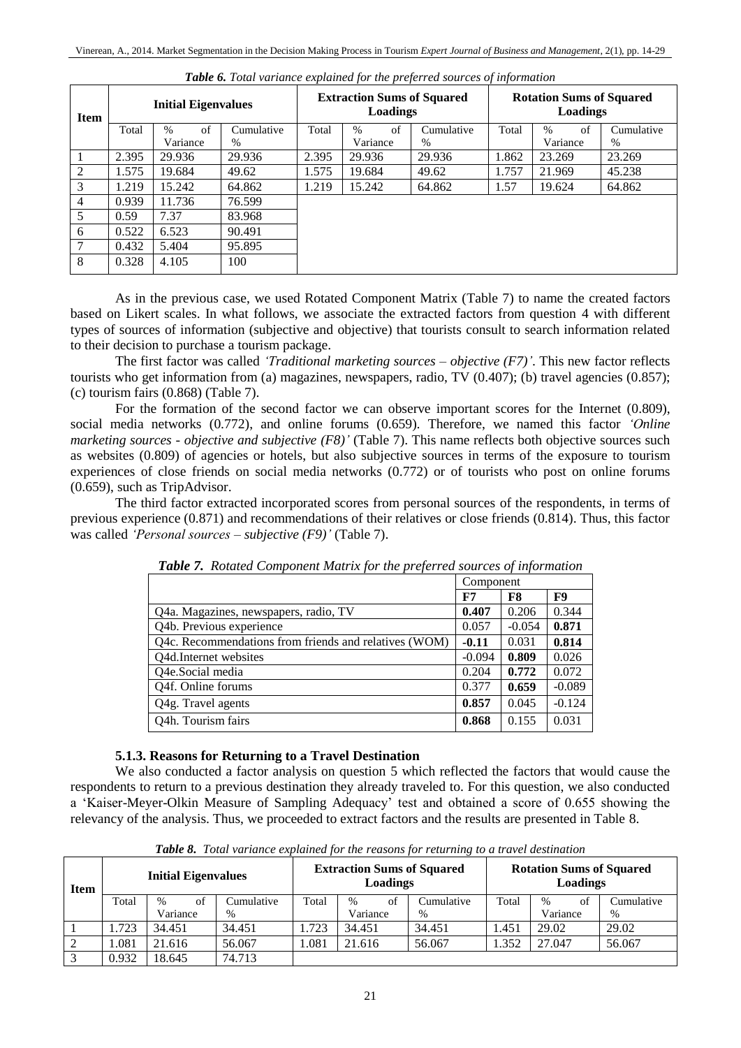***Table 6.*** *Total variance explained for the preferred sources of information*

| Item | Initial Eigenvalues | | | Extraction Sums of Squared Loadings | | | Rotation Sums of Squared Loadings | | |
|---|---|---|---|---|---|---|---|---|---|
| | Total | % of Variance | Cumulative % | Total | % of Variance | Cumulative % | Total | % of Variance | Cumulative % |
| 1 | 2.395 | 29.936 | 29.936 | 2.395 | 29.936 | 29.936 | 1.862 | 23.269 | 23.269 |
| 2 | 1.575 | 19.684 | 49.62 | 1.575 | 19.684 | 49.62 | 1.757 | 21.969 | 45.238 |
| 3 | 1.219 | 15.242 | 64.862 | 1.219 | 15.242 | 64.862 | 1.57 | 19.624 | 64.862 |
| 4 | 0.939 | 11.736 | 76.599 | | | | | | |
| 5 | 0.59 | 7.37 | 83.968 | | | | | | |
| 6 | 0.522 | 6.523 | 90.491 | | | | | | |
| 7 | 0.432 | 5.404 | 95.895 | | | | | | |
| 8 | 0.328 | 4.105 | 100 | | | | | | |

As in the previous case, we used Rotated Component Matrix (Table 7) to name the created factors based on Likert scales. In what follows, we associate the extracted factors from question 4 with different types of sources of information (subjective and objective) that tourists consult to search information related to their decision to purchase a tourism package.

The first factor was called *'Traditional marketing sources – objective (F7)'*. This new factor reflects tourists who get information from (a) magazines, newspapers, radio, TV (0.407); (b) travel agencies (0.857); (c) tourism fairs (0.868) (Table 7).

For the formation of the second factor we can observe important scores for the Internet (0.809), social media networks (0.772), and online forums (0.659). Therefore, we named this factor *'Online marketing sources - objective and subjective (F8)'* (Table 7). This name reflects both objective sources such as websites (0.809) of agencies or hotels, but also subjective sources in terms of the exposure to tourism experiences of close friends on social media networks (0.772) or of tourists who post on online forums (0.659), such as TripAdvisor.

The third factor extracted incorporated scores from personal sources of the respondents, in terms of previous experience (0.871) and recommendations of their relatives or close friends (0.814). Thus, this factor was called *'Personal sources – subjective (F9)'* (Table 7).

***Table 7.*** *Rotated Component Matrix for the preferred sources of information*

| | Component | | |
|---|---|---|---|
| | **F7** | **F8** | **F9** |
| Q4a. Magazines, newspapers, radio, TV | **0.407** | 0.206 | 0.344 |
| Q4b. Previous experience | 0.057 | -0.054 | **0.871** |
| Q4c. Recommendations from friends and relatives (WOM) | **-0.11** | 0.031 | **0.814** |
| Q4d.Internet websites | -0.094 | **0.809** | 0.026 |
| Q4e.Social media | 0.204 | **0.772** | 0.072 |
| Q4f. Online forums | 0.377 | **0.659** | -0.089 |
| Q4g. Travel agents | **0.857** | 0.045 | -0.124 |
| Q4h. Tourism fairs | **0.868** | 0.155 | 0.031 |

### 5.1.3. Reasons for Returning to a Travel Destination

We also conducted a factor analysis on question 5 which reflected the factors that would cause the respondents to return to a previous destination they already traveled to. For this question, we also conducted a 'Kaiser-Meyer-Olkin Measure of Sampling Adequacy' test and obtained a score of 0.655 showing the relevancy of the analysis. Thus, we proceeded to extract factors and the results are presented in Table 8.

***Table 8.*** *Total variance explained for the reasons for returning to a travel destination*

| Item | Initial Eigenvalues | | | Extraction Sums of Squared Loadings | | | Rotation Sums of Squared Loadings | | |
|---|---|---|---|---|---|---|---|---|---|
| | Total | % of Variance | Cumulative % | Total | % of Variance | Cumulative % | Total | % of Variance | Cumulative % |
| 1 | 1.723 | 34.451 | 34.451 | 1.723 | 34.451 | 34.451 | 1.451 | 29.02 | 29.02 |
| 2 | 1.081 | 21.616 | 56.067 | 1.081 | 21.616 | 56.067 | 1.352 | 27.047 | 56.067 |
| 3 | 0.932 | 18.645 | 74.713 | | | | | | |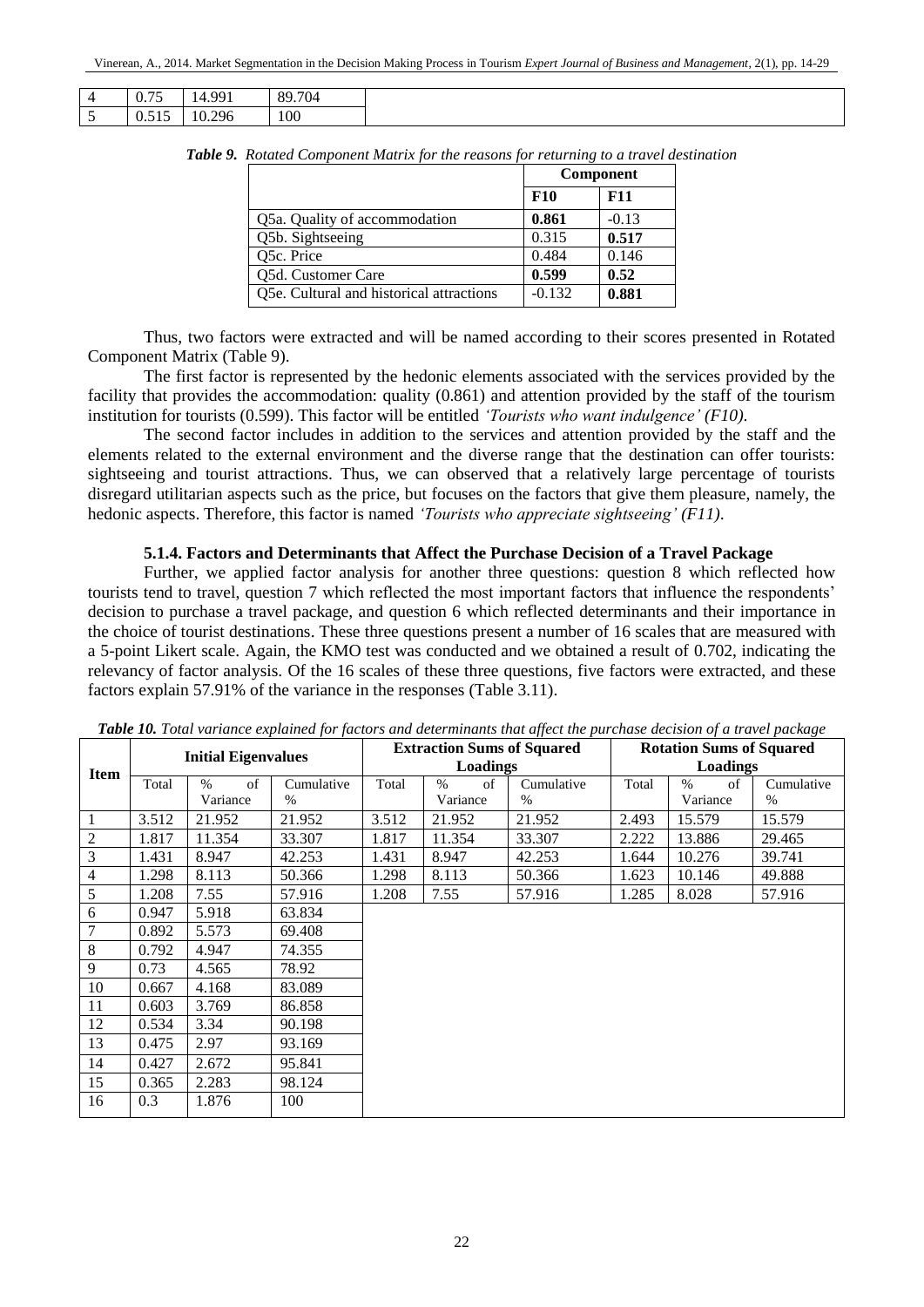| 4 | 0.75 | 14.991 | 89.704 |
|---|---|---|---|
| 5 | 0.515 | 10.296 | 100 |

***Table 9.** Rotated Component Matrix for the reasons for returning to a travel destination*

| | Component | |
|---|---|---|
| | **F10** | **F11** |
| Q5a. Quality of accommodation | **0.861** | -0.13 |
| Q5b. Sightseeing | 0.315 | **0.517** |
| Q5c. Price | 0.484 | 0.146 |
| Q5d. Customer Care | **0.599** | **0.52** |
| Q5e. Cultural and historical attractions | -0.132 | **0.881** |

Thus, two factors were extracted and will be named according to their scores presented in Rotated Component Matrix (Table 9).

The first factor is represented by the hedonic elements associated with the services provided by the facility that provides the accommodation: quality (0.861) and attention provided by the staff of the tourism institution for tourists (0.599). This factor will be entitled *'Tourists who want indulgence' (F10)*.

The second factor includes in addition to the services and attention provided by the staff and the elements related to the external environment and the diverse range that the destination can offer tourists: sightseeing and tourist attractions. Thus, we can observed that a relatively large percentage of tourists disregard utilitarian aspects such as the price, but focuses on the factors that give them pleasure, namely, the hedonic aspects. Therefore, this factor is named *'Tourists who appreciate sightseeing' (F11)*.

### 5.1.4. Factors and Determinants that Affect the Purchase Decision of a Travel Package

Further, we applied factor analysis for another three questions: question 8 which reflected how tourists tend to travel, question 7 which reflected the most important factors that influence the respondents' decision to purchase a travel package, and question 6 which reflected determinants and their importance in the choice of tourist destinations. These three questions present a number of 16 scales that are measured with a 5-point Likert scale. Again, the KMO test was conducted and we obtained a result of 0.702, indicating the relevancy of factor analysis. Of the 16 scales of these three questions, five factors were extracted, and these factors explain 57.91% of the variance in the responses (Table 3.11).

***Table 10.** Total variance explained for factors and determinants that affect the purchase decision of a travel package*

| Item | Initial Eigenvalues | | | Extraction Sums of Squared Loadings | | | Rotation Sums of Squared Loadings | | |
|---|---|---|---|---|---|---|---|---|---|
| | Total | % of Variance | Cumulative % | Total | % of Variance | Cumulative % | Total | % of Variance | Cumulative % |
| 1 | 3.512 | 21.952 | 21.952 | 3.512 | 21.952 | 21.952 | 2.493 | 15.579 | 15.579 |
| 2 | 1.817 | 11.354 | 33.307 | 1.817 | 11.354 | 33.307 | 2.222 | 13.886 | 29.465 |
| 3 | 1.431 | 8.947 | 42.253 | 1.431 | 8.947 | 42.253 | 1.644 | 10.276 | 39.741 |
| 4 | 1.298 | 8.113 | 50.366 | 1.298 | 8.113 | 50.366 | 1.623 | 10.146 | 49.888 |
| 5 | 1.208 | 7.55 | 57.916 | 1.208 | 7.55 | 57.916 | 1.285 | 8.028 | 57.916 |
| 6 | 0.947 | 5.918 | 63.834 | | | | | | |
| 7 | 0.892 | 5.573 | 69.408 | | | | | | |
| 8 | 0.792 | 4.947 | 74.355 | | | | | | |
| 9 | 0.73 | 4.565 | 78.92 | | | | | | |
| 10 | 0.667 | 4.168 | 83.089 | | | | | | |
| 11 | 0.603 | 3.769 | 86.858 | | | | | | |
| 12 | 0.534 | 3.34 | 90.198 | | | | | | |
| 13 | 0.475 | 2.97 | 93.169 | | | | | | |
| 14 | 0.427 | 2.672 | 95.841 | | | | | | |
| 15 | 0.365 | 2.283 | 98.124 | | | | | | |
| 16 | 0.3 | 1.876 | 100 | | | | | | |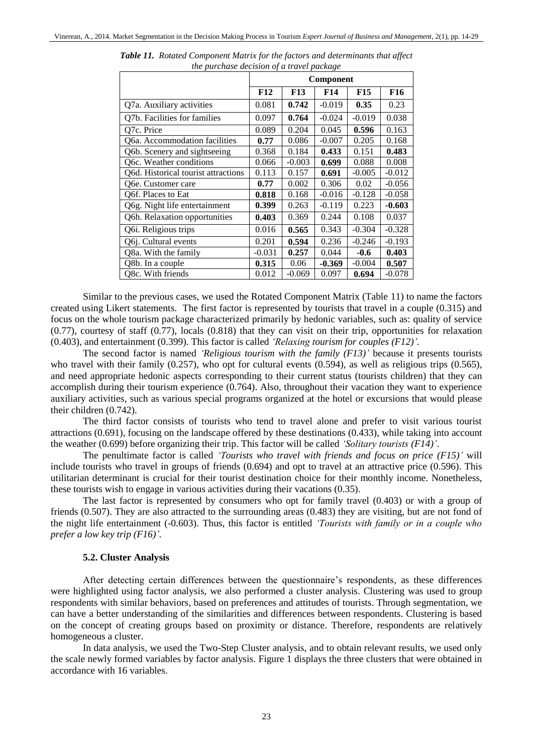*Table 11. Rotated Component Matrix for the factors and determinants that affect the purchase decision of a travel package*

| | Component | | | | |
|---|---|---|---|---|---|
| | **F12** | **F13** | **F14** | **F15** | **F16** |
| Q7a. Auxiliary activities | 0.081 | **0.742** | -0.019 | **0.35** | 0.23 |
| Q7b. Facilities for families | 0.097 | **0.764** | -0.024 | -0.019 | 0.038 |
| Q7c. Price | 0.089 | 0.204 | 0.045 | **0.596** | 0.163 |
| Q6a. Accommodation facilities | **0.77** | 0.086 | -0.007 | 0.205 | 0.168 |
| Q6b. Scenery and sightseeing | 0.368 | 0.184 | **0.433** | 0.151 | **0.483** |
| Q6c. Weather conditions | 0.066 | -0.003 | **0.699** | 0.088 | 0.008 |
| Q6d. Historical tourist attractions | 0.113 | 0.157 | **0.691** | -0.005 | -0.012 |
| Q6e. Customer care | **0.77** | 0.002 | 0.306 | 0.02 | -0.056 |
| Q6f. Places to Eat | **0.818** | 0.168 | -0.016 | -0.128 | -0.058 |
| Q6g. Night life entertainment | **0.399** | 0.263 | -0.119 | 0.223 | **-0.603** |
| Q6h. Relaxation opportunities | **0.403** | 0.369 | 0.244 | 0.108 | 0.037 |
| Q6i. Religious trips | 0.016 | **0.565** | 0.343 | -0.304 | -0.328 |
| Q6j. Cultural events | 0.201 | **0.594** | 0.236 | -0.246 | -0.193 |
| Q8a. With the family | -0.031 | **0.257** | 0.044 | **-0.6** | **0.403** |
| Q8b. In a couple | **0.315** | 0.06 | **-0.369** | -0.004 | **0.507** |
| Q8c. With friends | 0.012 | -0.069 | 0.097 | **0.694** | -0.078 |

Similar to the previous cases, we used the Rotated Component Matrix (Table 11) to name the factors created using Likert statements. The first factor is represented by tourists that travel in a couple (0.315) and focus on the whole tourism package characterized primarily by hedonic variables, such as: quality of service (0.77), courtesy of staff (0.77), locals (0.818) that they can visit on their trip, opportunities for relaxation (0.403), and entertainment (0.399). This factor is called *'Relaxing tourism for couples (F12)'*.

The second factor is named *'Religious tourism with the family (F13)'* because it presents tourists who travel with their family (0.257), who opt for cultural events (0.594), as well as religious trips (0.565), and need appropriate hedonic aspects corresponding to their current status (tourists children) that they can accomplish during their tourism experience (0.764). Also, throughout their vacation they want to experience auxiliary activities, such as various special programs organized at the hotel or excursions that would please their children (0.742).

The third factor consists of tourists who tend to travel alone and prefer to visit various tourist attractions (0.691), focusing on the landscape offered by these destinations (0.433), while taking into account the weather (0.699) before organizing their trip. This factor will be called *'Solitary tourists (F14)'*.

The penultimate factor is called *'Tourists who travel with friends and focus on price (F15)'* will include tourists who travel in groups of friends (0.694) and opt to travel at an attractive price (0.596). This utilitarian determinant is crucial for their tourist destination choice for their monthly income. Nonetheless, these tourists wish to engage in various activities during their vacations (0.35).

The last factor is represented by consumers who opt for family travel (0.403) or with a group of friends (0.507). They are also attracted to the surrounding areas (0.483) they are visiting, but are not fond of the night life entertainment (-0.603). Thus, this factor is entitled *'Tourists with family or in a couple who prefer a low key trip (F16)'*.

### 5.2. Cluster Analysis

After detecting certain differences between the questionnaire's respondents, as these differences were highlighted using factor analysis, we also performed a cluster analysis. Clustering was used to group respondents with similar behaviors, based on preferences and attitudes of tourists. Through segmentation, we can have a better understanding of the similarities and differences between respondents. Clustering is based on the concept of creating groups based on proximity or distance. Therefore, respondents are relatively homogeneous a cluster.

In data analysis, we used the Two-Step Cluster analysis, and to obtain relevant results, we used only the scale newly formed variables by factor analysis. Figure 1 displays the three clusters that were obtained in accordance with 16 variables.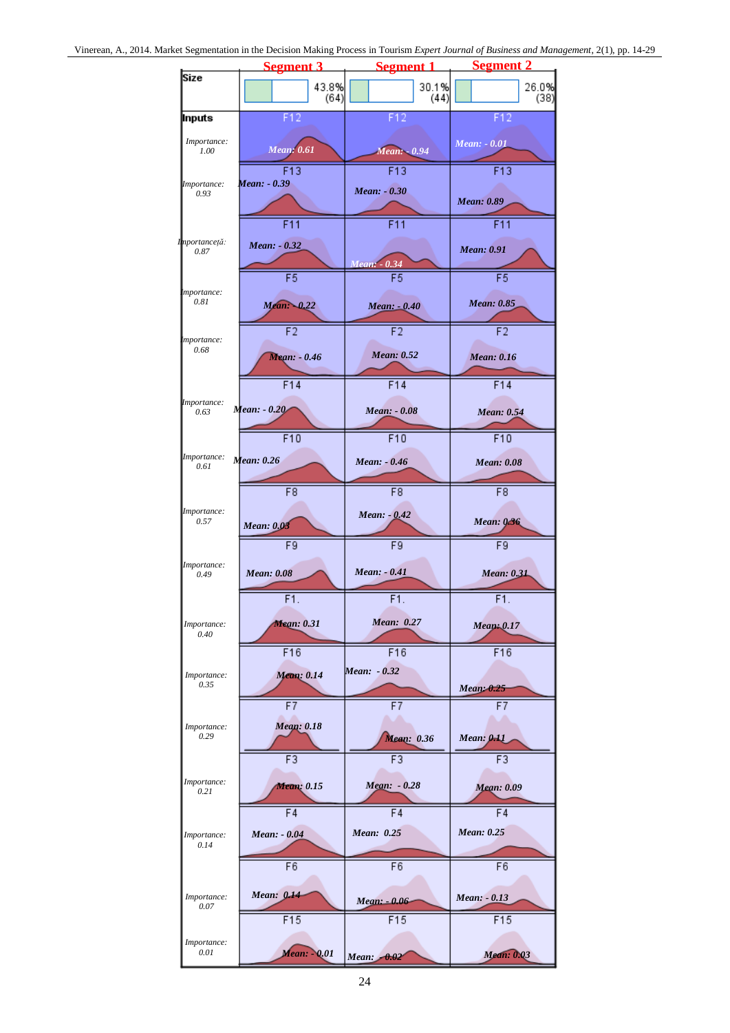| | Segment 3 | Segment 1 | Segment 2 |
|---|---|---|---|
| Size | 43.8% (64) | 30.1% (44) | 26.0% (38) |
| Inputs | F12 | F12 | F12 |
| Importance: 1.00 | Mean: 0.61 | Mean: - 0.94 | Mean: - 0.01 |
| | F13 | F13 | F13 |
| Importance: 0.93 | Mean: - 0.39 | Mean: - 0.30 | Mean: 0.89 |
| | F11 | F11 | F11 |
| Importanceță: 0.87 | Mean: - 0.32 | Mean: - 0.34 | Mean: 0.91 |
| | F5 | F5 | F5 |
| Importance: 0.81 | Mean: - 0.22 | Mean: - 0.40 | Mean: 0.85 |
| | F2 | F2 | F2 |
| Importance: 0.68 | Mean: - 0.46 | Mean: 0.52 | Mean: 0.16 |
| | F14 | F14 | F14 |
| Importance: 0.63 | Mean: - 0.20 | Mean: - 0.08 | Mean: 0.54 |
| | F10 | F10 | F10 |
| Importance: 0.61 | Mean: 0.26 | Mean: - 0.46 | Mean: 0.08 |
| | F8 | F8 | F8 |
| Importance: 0.57 | Mean: 0.03 | Mean: - 0.42 | Mean: 0.36 |
| | F9 | F9 | F9 |
| Importance: 0.49 | Mean: 0.08 | Mean: - 0.41 | Mean: 0.31 |
| | F1. | F1. | F1. |
| Importance: 0.40 | Mean: 0.31 | Mean: 0.27 | Mean: 0.17 |
| | F16 | F16 | F16 |
| Importance: 0.35 | Mean: 0.14 | Mean: - 0.32 | Mean: 0.25 |
| | F7 | F7 | F7 |
| Importance: 0.29 | Mean: 0.18 | Mean: 0.36 | Mean: 0.11 |
| | F3 | F3 | F3 |
| Importance: 0.21 | Mean: 0.15 | Mean: - 0.28 | Mean: 0.09 |
| | F4 | F4 | F4 |
| Importance: 0.14 | Mean: - 0.04 | Mean: 0.25 | Mean: 0.25 |
| | F6 | F6 | F6 |
| Importance: 0.07 | Mean: 0.14 | Mean: - 0.06 | Mean: - 0.13 |
| | F15 | F15 | F15 |
| Importance: 0.01 | Mean: - 0.01 | Mean: - 0.02 | Mean: 0.03 |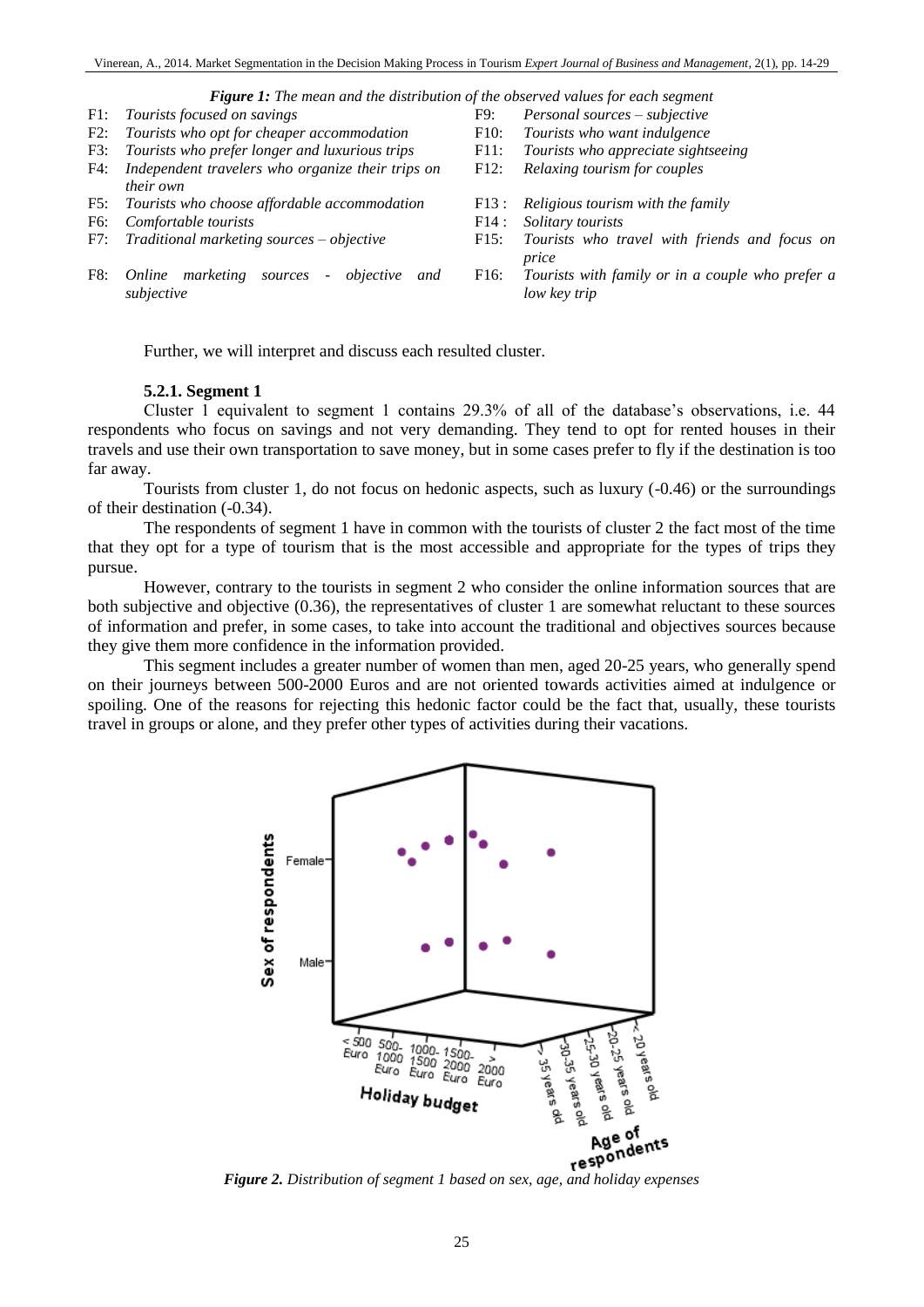*Figure 1: The mean and the distribution of the observed values for each segment*

| | | | |
|---|---|---|---|
| F1: | *Tourists focused on savings* | F9: | *Personal sources – subjective* |
| F2: | *Tourists who opt for cheaper accommodation* | F10: | *Tourists who want indulgence* |
| F3: | *Tourists who prefer longer and luxurious trips* | F11: | *Tourists who appreciate sightseeing* |
| F4: | *Independent travelers who organize their trips on their own* | F12: | *Relaxing tourism for couples* |
| F5: | *Tourists who choose affordable accommodation* | F13 : | *Religious tourism with the family* |
| F6: | *Comfortable tourists* | F14 : | *Solitary tourists* |
| F7: | *Traditional marketing sources – objective* | F15: | *Tourists who travel with friends and focus on price* |
| F8: | *Online marketing sources - objective and subjective* | F16: | *Tourists with family or in a couple who prefer a low key trip* |

Further, we will interpret and discuss each resulted cluster.

### 5.2.1. Segment 1

Cluster 1 equivalent to segment 1 contains 29.3% of all of the database's observations, i.e. 44 respondents who focus on savings and not very demanding. They tend to opt for rented houses in their travels and use their own transportation to save money, but in some cases prefer to fly if the destination is too far away.

Tourists from cluster 1, do not focus on hedonic aspects, such as luxury (-0.46) or the surroundings of their destination (-0.34).

The respondents of segment 1 have in common with the tourists of cluster 2 the fact most of the time that they opt for a type of tourism that is the most accessible and appropriate for the types of trips they pursue.

However, contrary to the tourists in segment 2 who consider the online information sources that are both subjective and objective (0.36), the representatives of cluster 1 are somewhat reluctant to these sources of information and prefer, in some cases, to take into account the traditional and objectives sources because they give them more confidence in the information provided.

This segment includes a greater number of women than men, aged 20-25 years, who generally spend on their journeys between 500-2000 Euros and are not oriented towards activities aimed at indulgence or spoiling. One of the reasons for rejecting this hedonic factor could be the fact that, usually, these tourists travel in groups or alone, and they prefer other types of activities during their vacations.

*Figure 2. Distribution of segment 1 based on sex, age, and holiday expenses*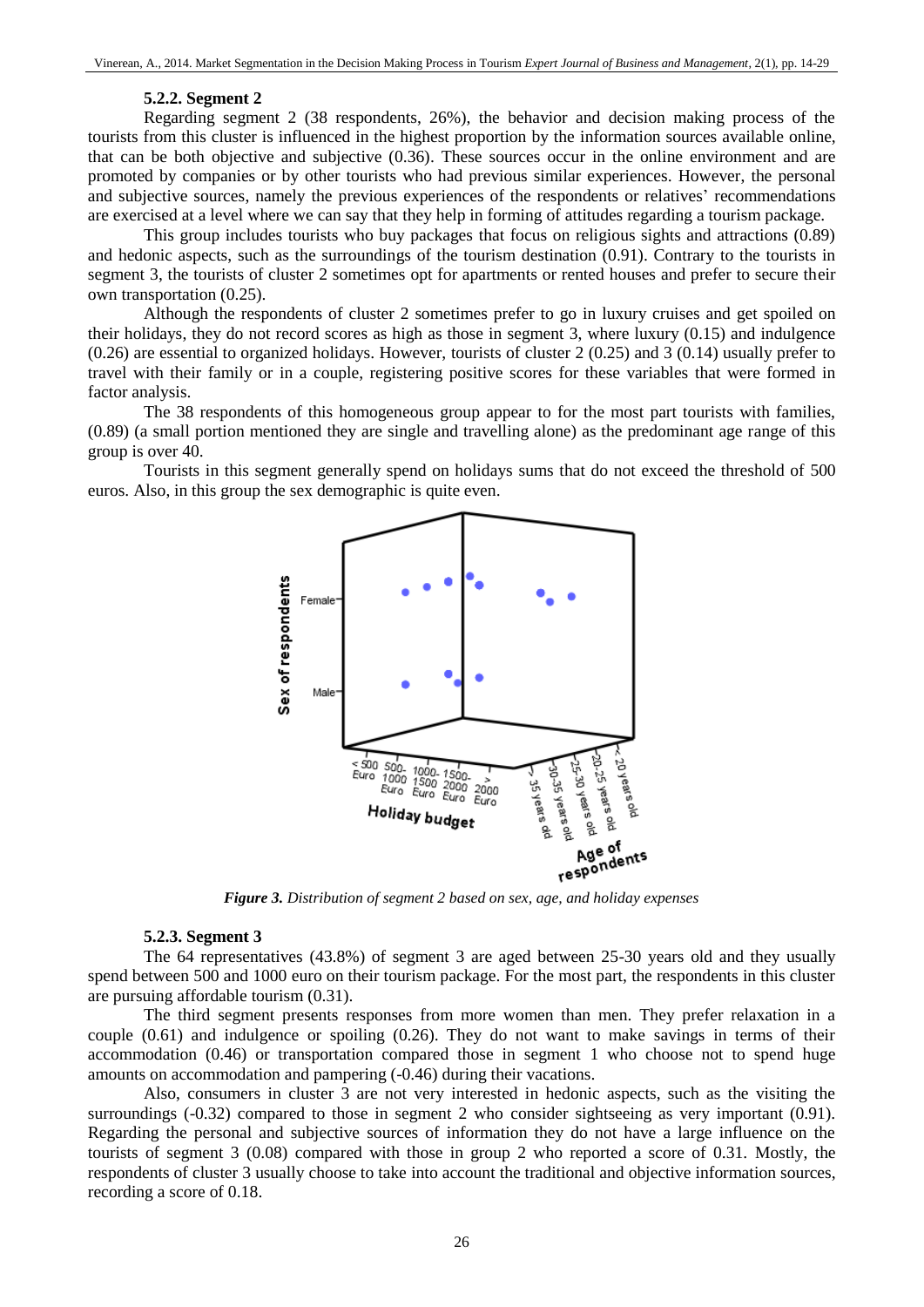#### 5.2.2. Segment 2

Regarding segment 2 (38 respondents, 26%), the behavior and decision making process of the tourists from this cluster is influenced in the highest proportion by the information sources available online, that can be both objective and subjective (0.36). These sources occur in the online environment and are promoted by companies or by other tourists who had previous similar experiences. However, the personal and subjective sources, namely the previous experiences of the respondents or relatives' recommendations are exercised at a level where we can say that they help in forming of attitudes regarding a tourism package.

This group includes tourists who buy packages that focus on religious sights and attractions (0.89) and hedonic aspects, such as the surroundings of the tourism destination (0.91). Contrary to the tourists in segment 3, the tourists of cluster 2 sometimes opt for apartments or rented houses and prefer to secure their own transportation (0.25).

Although the respondents of cluster 2 sometimes prefer to go in luxury cruises and get spoiled on their holidays, they do not record scores as high as those in segment 3, where luxury (0.15) and indulgence (0.26) are essential to organized holidays. However, tourists of cluster 2 (0.25) and 3 (0.14) usually prefer to travel with their family or in a couple, registering positive scores for these variables that were formed in factor analysis.

The 38 respondents of this homogeneous group appear to for the most part tourists with families, (0.89) (a small portion mentioned they are single and travelling alone) as the predominant age range of this group is over 40.

Tourists in this segment generally spend on holidays sums that do not exceed the threshold of 500 euros. Also, in this group the sex demographic is quite even.

*Figure 3. Distribution of segment 2 based on sex, age, and holiday expenses*

#### 5.2.3. Segment 3

The 64 representatives (43.8%) of segment 3 are aged between 25-30 years old and they usually spend between 500 and 1000 euro on their tourism package. For the most part, the respondents in this cluster are pursuing affordable tourism (0.31).

The third segment presents responses from more women than men. They prefer relaxation in a couple (0.61) and indulgence or spoiling (0.26). They do not want to make savings in terms of their accommodation (0.46) or transportation compared those in segment 1 who choose not to spend huge amounts on accommodation and pampering (-0.46) during their vacations.

Also, consumers in cluster 3 are not very interested in hedonic aspects, such as the visiting the surroundings (-0.32) compared to those in segment 2 who consider sightseeing as very important (0.91). Regarding the personal and subjective sources of information they do not have a large influence on the tourists of segment 3 (0.08) compared with those in group 2 who reported a score of 0.31. Mostly, the respondents of cluster 3 usually choose to take into account the traditional and objective information sources, recording a score of 0.18.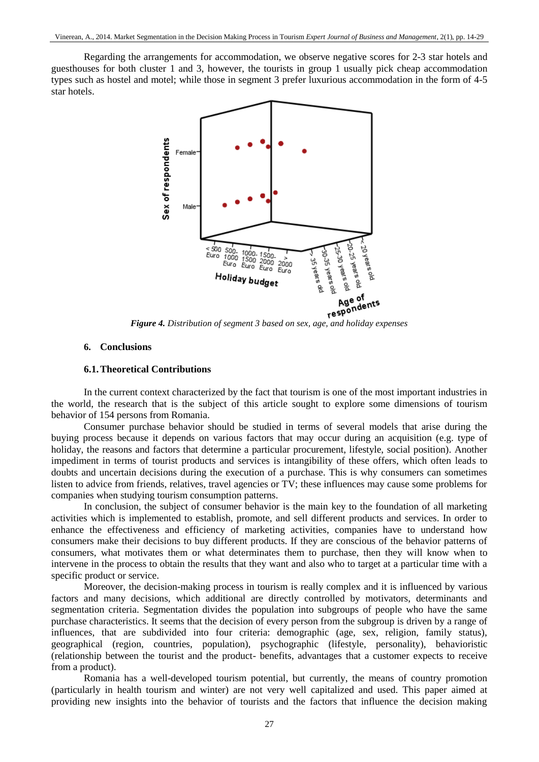Regarding the arrangements for accommodation, we observe negative scores for 2-3 star hotels and guesthouses for both cluster 1 and 3, however, the tourists in group 1 usually pick cheap accommodation types such as hostel and motel; while those in segment 3 prefer luxurious accommodation in the form of 4-5 star hotels.

***Figure 4.*** *Distribution of segment 3 based on sex, age, and holiday expenses*

### 6. Conclusions

#### 6.1. Theoretical Contributions

In the current context characterized by the fact that tourism is one of the most important industries in the world, the research that is the subject of this article sought to explore some dimensions of tourism behavior of 154 persons from Romania.

Consumer purchase behavior should be studied in terms of several models that arise during the buying process because it depends on various factors that may occur during an acquisition (e.g. type of holiday, the reasons and factors that determine a particular procurement, lifestyle, social position). Another impediment in terms of tourist products and services is intangibility of these offers, which often leads to doubts and uncertain decisions during the execution of a purchase. This is why consumers can sometimes listen to advice from friends, relatives, travel agencies or TV; these influences may cause some problems for companies when studying tourism consumption patterns.

In conclusion, the subject of consumer behavior is the main key to the foundation of all marketing activities which is implemented to establish, promote, and sell different products and services. In order to enhance the effectiveness and efficiency of marketing activities, companies have to understand how consumers make their decisions to buy different products. If they are conscious of the behavior patterns of consumers, what motivates them or what determinates them to purchase, then they will know when to intervene in the process to obtain the results that they want and also who to target at a particular time with a specific product or service.

Moreover, the decision-making process in tourism is really complex and it is influenced by various factors and many decisions, which additional are directly controlled by motivators, determinants and segmentation criteria. Segmentation divides the population into subgroups of people who have the same purchase characteristics. It seems that the decision of every person from the subgroup is driven by a range of influences, that are subdivided into four criteria: demographic (age, sex, religion, family status), geographical (region, countries, population), psychographic (lifestyle, personality), behavioristic (relationship between the tourist and the product- benefits, advantages that a customer expects to receive from a product).

Romania has a well-developed tourism potential, but currently, the means of country promotion (particularly in health tourism and winter) are not very well capitalized and used. This paper aimed at providing new insights into the behavior of tourists and the factors that influence the decision making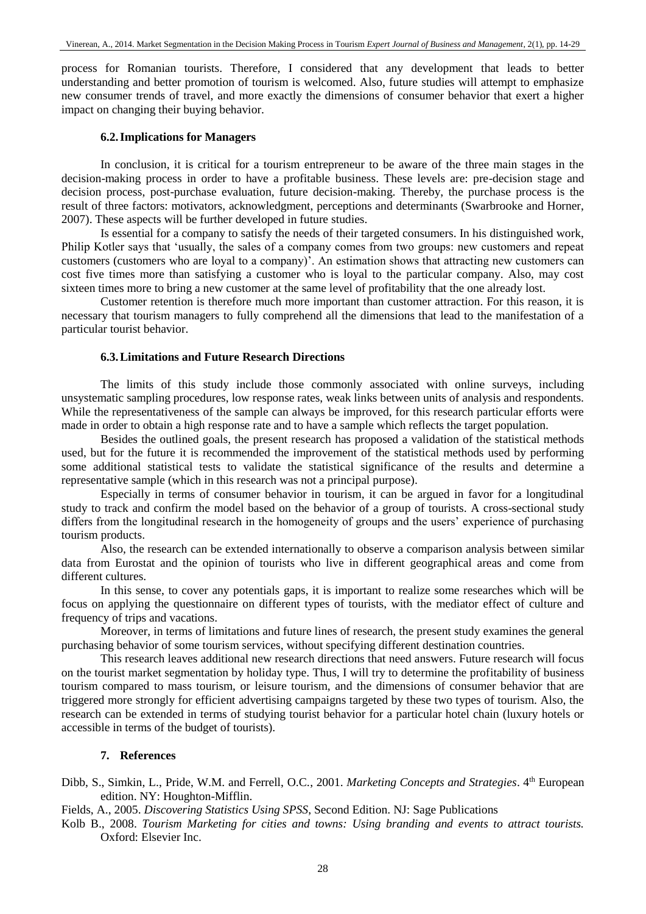process for Romanian tourists. Therefore, I considered that any development that leads to better understanding and better promotion of tourism is welcomed. Also, future studies will attempt to emphasize new consumer trends of travel, and more exactly the dimensions of consumer behavior that exert a higher impact on changing their buying behavior.

### 6.2. Implications for Managers

In conclusion, it is critical for a tourism entrepreneur to be aware of the three main stages in the decision-making process in order to have a profitable business. These levels are: pre-decision stage and decision process, post-purchase evaluation, future decision-making. Thereby, the purchase process is the result of three factors: motivators, acknowledgment, perceptions and determinants (Swarbrooke and Horner, 2007). These aspects will be further developed in future studies.

Is essential for a company to satisfy the needs of their targeted consumers. In his distinguished work, Philip Kotler says that 'usually, the sales of a company comes from two groups: new customers and repeat customers (customers who are loyal to a company)'. An estimation shows that attracting new customers can cost five times more than satisfying a customer who is loyal to the particular company. Also, may cost sixteen times more to bring a new customer at the same level of profitability that the one already lost.

Customer retention is therefore much more important than customer attraction. For this reason, it is necessary that tourism managers to fully comprehend all the dimensions that lead to the manifestation of a particular tourist behavior.

### 6.3. Limitations and Future Research Directions

The limits of this study include those commonly associated with online surveys, including unsystematic sampling procedures, low response rates, weak links between units of analysis and respondents. While the representativeness of the sample can always be improved, for this research particular efforts were made in order to obtain a high response rate and to have a sample which reflects the target population.

Besides the outlined goals, the present research has proposed a validation of the statistical methods used, but for the future it is recommended the improvement of the statistical methods used by performing some additional statistical tests to validate the statistical significance of the results and determine a representative sample (which in this research was not a principal purpose).

Especially in terms of consumer behavior in tourism, it can be argued in favor for a longitudinal study to track and confirm the model based on the behavior of a group of tourists. A cross-sectional study differs from the longitudinal research in the homogeneity of groups and the users' experience of purchasing tourism products.

Also, the research can be extended internationally to observe a comparison analysis between similar data from Eurostat and the opinion of tourists who live in different geographical areas and come from different cultures.

In this sense, to cover any potentials gaps, it is important to realize some researches which will be focus on applying the questionnaire on different types of tourists, with the mediator effect of culture and frequency of trips and vacations.

Moreover, in terms of limitations and future lines of research, the present study examines the general purchasing behavior of some tourism services, without specifying different destination countries.

This research leaves additional new research directions that need answers. Future research will focus on the tourist market segmentation by holiday type. Thus, I will try to determine the profitability of business tourism compared to mass tourism, or leisure tourism, and the dimensions of consumer behavior that are triggered more strongly for efficient advertising campaigns targeted by these two types of tourism. Also, the research can be extended in terms of studying tourist behavior for a particular hotel chain (luxury hotels or accessible in terms of the budget of tourists).

## 7. References

Dibb, S., Simkin, L., Pride, W.M. and Ferrell, O.C., 2001. *Marketing Concepts and Strategies*. 4th European edition. NY: Houghton-Mifflin.

Fields, A., 2005. *Discovering Statistics Using SPSS*, Second Edition. NJ: Sage Publications

Kolb B., 2008. *Tourism Marketing for cities and towns: Using branding and events to attract tourists.* Oxford: Elsevier Inc.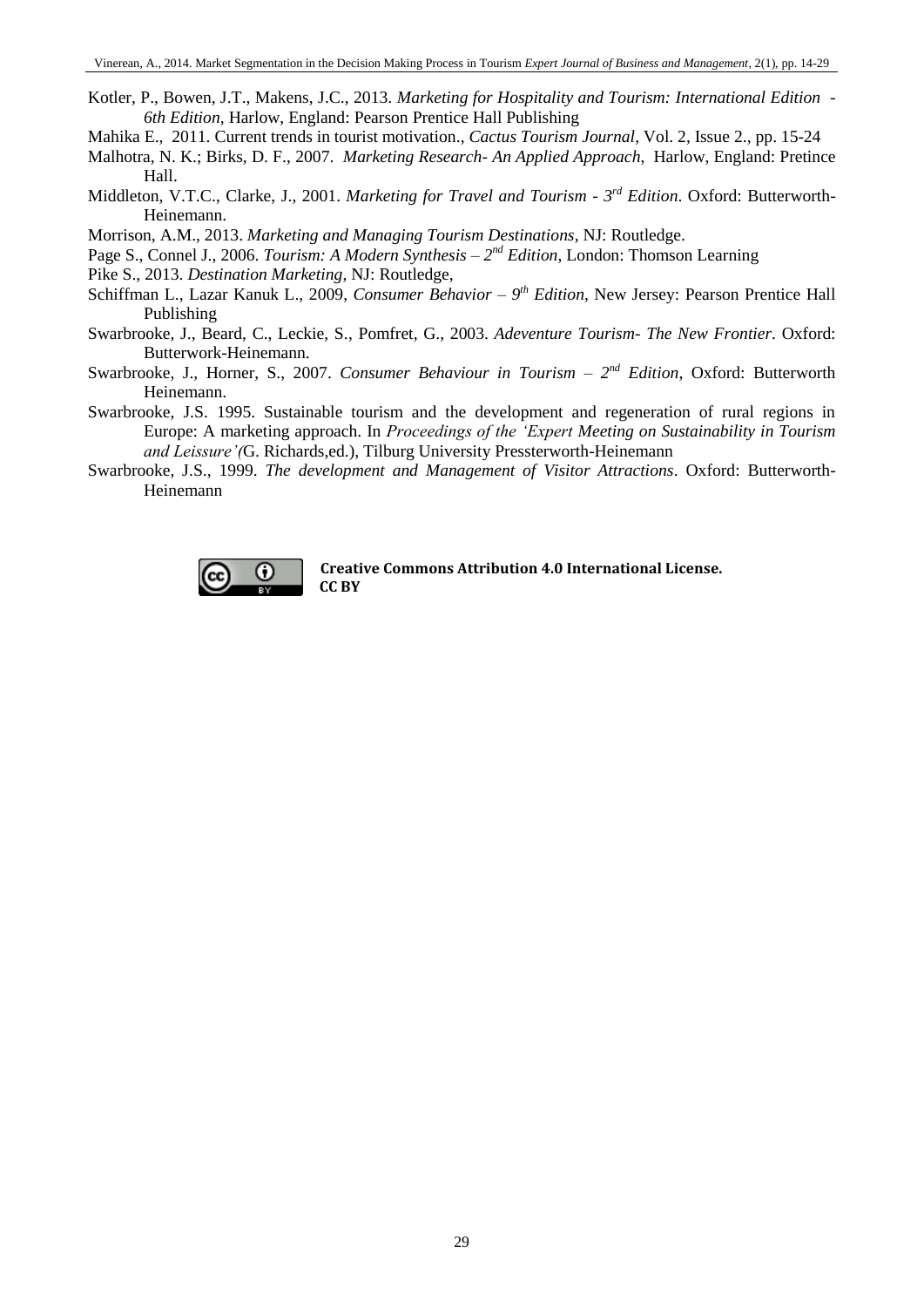Kotler, P., Bowen, J.T., Makens, J.C., 2013. *Marketing for Hospitality and Tourism: International Edition - 6th Edition*, Harlow, England: Pearson Prentice Hall Publishing

Mahika E., 2011. Current trends in tourist motivation., *Cactus Tourism Journal*, Vol. 2, Issue 2., pp. 15-24

Malhotra, N. K.; Birks, D. F., 2007. *Marketing Research- An Applied Approach*, Harlow, England: Pretince Hall.

Middleton, V.T.C., Clarke, J., 2001. *Marketing for Travel and Tourism - 3rd Edition*. Oxford: Butterworth-Heinemann.

Morrison, A.M., 2013. *Marketing and Managing Tourism Destinations*, NJ: Routledge.

Page S., Connel J., 2006. *Tourism: A Modern Synthesis – 2nd Edition*, London: Thomson Learning

Pike S., 2013. *Destination Marketing*, NJ: Routledge,

Schiffman L., Lazar Kanuk L., 2009, *Consumer Behavior – 9th Edition*, New Jersey: Pearson Prentice Hall Publishing

Swarbrooke, J., Beard, C., Leckie, S., Pomfret, G., 2003. *Adeventure Tourism- The New Frontier*. Oxford: Butterwork-Heinemann.

Swarbrooke, J., Horner, S., 2007. *Consumer Behaviour in Tourism – 2nd Edition*, Oxford: Butterworth Heinemann.

Swarbrooke, J.S. 1995. Sustainable tourism and the development and regeneration of rural regions in Europe: A marketing approach. In *Proceedings of the 'Expert Meeting on Sustainability in Tourism and Leissure'(*G. Richards,ed.), Tilburg University Pressterworth-Heinemann

Swarbrooke, J.S., 1999. *The development and Management of Visitor Attractions*. Oxford: Butterworth-Heinemann

**Creative Commons Attribution 4.0 International License. CC BY**